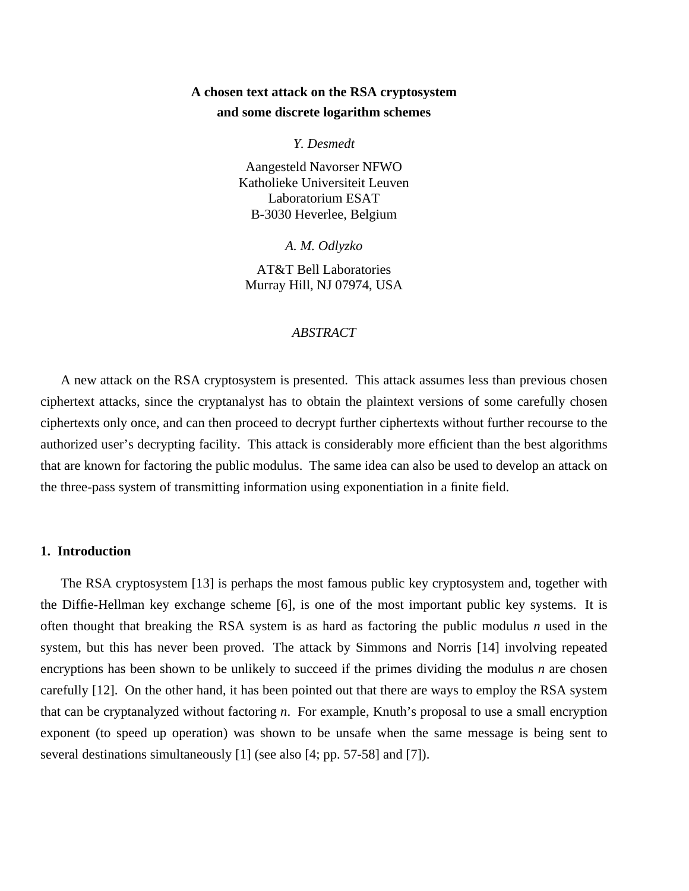# A chosen text attack on the RSA cryptosystem and some discrete logarithm schemes

*Y. Desmedt*

Aangesteld Navorser NFWO
Katholieke Universiteit Leuven
Laboratorium ESAT
B-3030 Heverlee, Belgium

*A. M. Odlyzko*

AT&T Bell Laboratories
Murray Hill, NJ 07974, USA

*ABSTRACT*

A new attack on the RSA cryptosystem is presented. This attack assumes less than previous chosen ciphertext attacks, since the cryptanalyst has to obtain the plaintext versions of some carefully chosen ciphertexts only once, and can then proceed to decrypt further ciphertexts without further recourse to the authorized user's decrypting facility. This attack is considerably more efficient than the best algorithms that are known for factoring the public modulus. The same idea can also be used to develop an attack on the three-pass system of transmitting information using exponentiation in a finite field.

## 1. Introduction

The RSA cryptosystem [13] is perhaps the most famous public key cryptosystem and, together with the Diffie-Hellman key exchange scheme [6], is one of the most important public key systems. It is often thought that breaking the RSA system is as hard as factoring the public modulus $n$ used in the system, but this has never been proved. The attack by Simmons and Norris [14] involving repeated encryptions has been shown to be unlikely to succeed if the primes dividing the modulus $n$ are chosen carefully [12]. On the other hand, it has been pointed out that there are ways to employ the RSA system that can be cryptanalyzed without factoring $n$. For example, Knuth's proposal to use a small encryption exponent (to speed up operation) was shown to be unsafe when the same message is being sent to several destinations simultaneously [1] (see also [4; pp. 57-58] and [7]).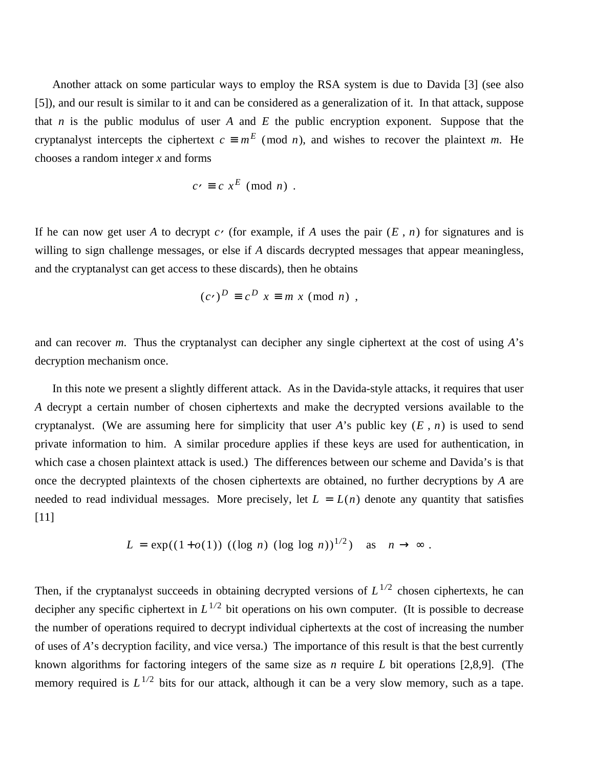Another attack on some particular ways to employ the RSA system is due to Davida [3] (see also [5]), and our result is similar to it and can be considered as a generalization of it. In that attack, suppose that $n$ is the public modulus of user $A$ and $E$ the public encryption exponent. Suppose that the cryptanalyst intercepts the ciphertext $c \equiv m^E \pmod{n}$, and wishes to recover the plaintext $m$. He chooses a random integer $x$ and forms

$$c' \equiv c\, x^E \pmod{n}\ .$$

If he can now get user $A$ to decrypt $c'$ (for example, if $A$ uses the pair $(E, n)$ for signatures and is willing to sign challenge messages, or else if $A$ discards decrypted messages that appear meaningless, and the cryptanalyst can get access to these discards), then he obtains

$$(c')^D \equiv c^D\, x \equiv m\, x \pmod{n}\ ,$$

and can recover $m$. Thus the cryptanalyst can decipher any single ciphertext at the cost of using $A$'s decryption mechanism once.

In this note we present a slightly different attack. As in the Davida-style attacks, it requires that user $A$ decrypt a certain number of chosen ciphertexts and make the decrypted versions available to the cryptanalyst. (We are assuming here for simplicity that user $A$'s public key $(E, n)$ is used to send private information to him. A similar procedure applies if these keys are used for authentication, in which case a chosen plaintext attack is used.) The differences between our scheme and Davida's is that once the decrypted plaintexts of the chosen ciphertexts are obtained, no further decryptions by $A$ are needed to read individual messages. More precisely, let $L = L(n)$ denote any quantity that satisfies [11]

$$L = \exp((1 + o(1))\ ((\log\ n)\ (\log\ \log\ n))^{1/2}) \quad \text{as} \quad n \to \infty\ .$$

Then, if the cryptanalyst succeeds in obtaining decrypted versions of $L^{1/2}$ chosen ciphertexts, he can decipher any specific ciphertext in $L^{1/2}$ bit operations on his own computer. (It is possible to decrease the number of operations required to decrypt individual ciphertexts at the cost of increasing the number of uses of $A$'s decryption facility, and vice versa.) The importance of this result is that the best currently known algorithms for factoring integers of the same size as $n$ require $L$ bit operations [2,8,9]. (The memory required is $L^{1/2}$ bits for our attack, although it can be a very slow memory, such as a tape.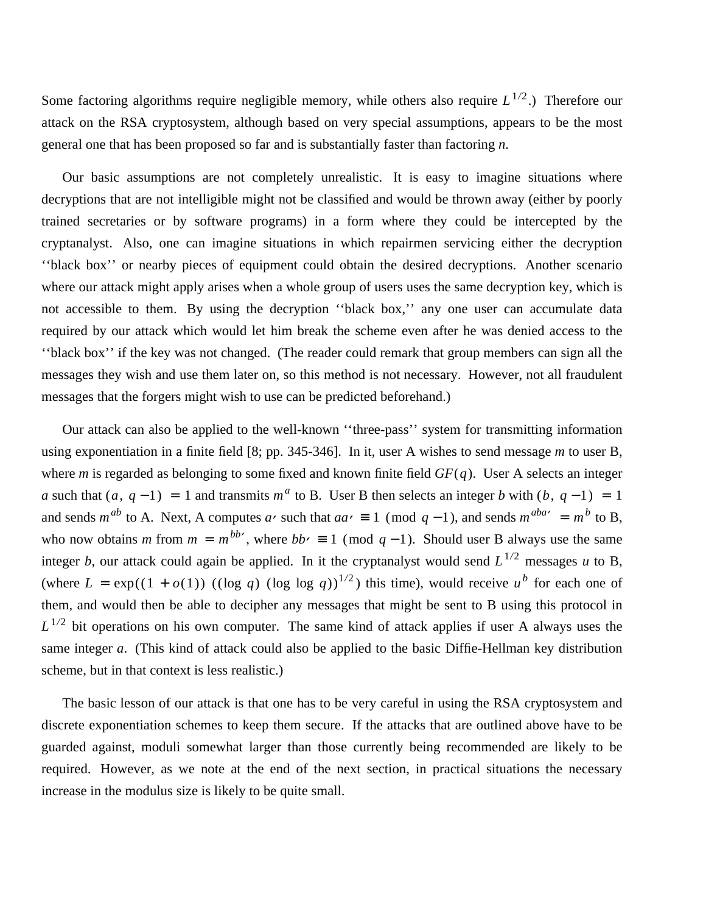Some factoring algorithms require negligible memory, while others also require $L^{1/2}$.) Therefore our attack on the RSA cryptosystem, although based on very special assumptions, appears to be the most general one that has been proposed so far and is substantially faster than factoring *n*.

Our basic assumptions are not completely unrealistic. It is easy to imagine situations where decryptions that are not intelligible might not be classified and would be thrown away (either by poorly trained secretaries or by software programs) in a form where they could be intercepted by the cryptanalyst. Also, one can imagine situations in which repairmen servicing either the decryption ‘‘black box’’ or nearby pieces of equipment could obtain the desired decryptions. Another scenario where our attack might apply arises when a whole group of users uses the same decryption key, which is not accessible to them. By using the decryption ‘‘black box,’’ any one user can accumulate data required by our attack which would let him break the scheme even after he was denied access to the ‘‘black box’’ if the key was not changed. (The reader could remark that group members can sign all the messages they wish and use them later on, so this method is not necessary. However, not all fraudulent messages that the forgers might wish to use can be predicted beforehand.)

Our attack can also be applied to the well-known ‘‘three-pass’’ system for transmitting information using exponentiation in a finite field [8; pp. 345-346]. In it, user A wishes to send message $m$ to user B, where $m$ is regarded as belonging to some fixed and known finite field $GF(q)$. User A selects an integer $a$ such that $(a, q-1) = 1$ and transmits $m^a$ to B. User B then selects an integer $b$ with $(b, q-1) = 1$ and sends $m^{ab}$ to A. Next, A computes $a'$ such that $aa' \equiv 1 \pmod{q-1}$, and sends $m^{aba'} = m^b$ to B, who now obtains $m$ from $m = m^{bb'}$, where $bb' \equiv 1 \pmod{q-1}$. Should user B always use the same integer $b$, our attack could again be applied. In it the cryptanalyst would send $L^{1/2}$ messages $u$ to B, (where $L = \exp((1 + o(1)) ((\log q) (\log \log q))^{1/2})$ this time), would receive $u^b$ for each one of them, and would then be able to decipher any messages that might be sent to B using this protocol in $L^{1/2}$ bit operations on his own computer. The same kind of attack applies if user A always uses the same integer $a$. (This kind of attack could also be applied to the basic Diffie-Hellman key distribution scheme, but in that context is less realistic.)

The basic lesson of our attack is that one has to be very careful in using the RSA cryptosystem and discrete exponentiation schemes to keep them secure. If the attacks that are outlined above have to be guarded against, moduli somewhat larger than those currently being recommended are likely to be required. However, as we note at the end of the next section, in practical situations the necessary increase in the modulus size is likely to be quite small.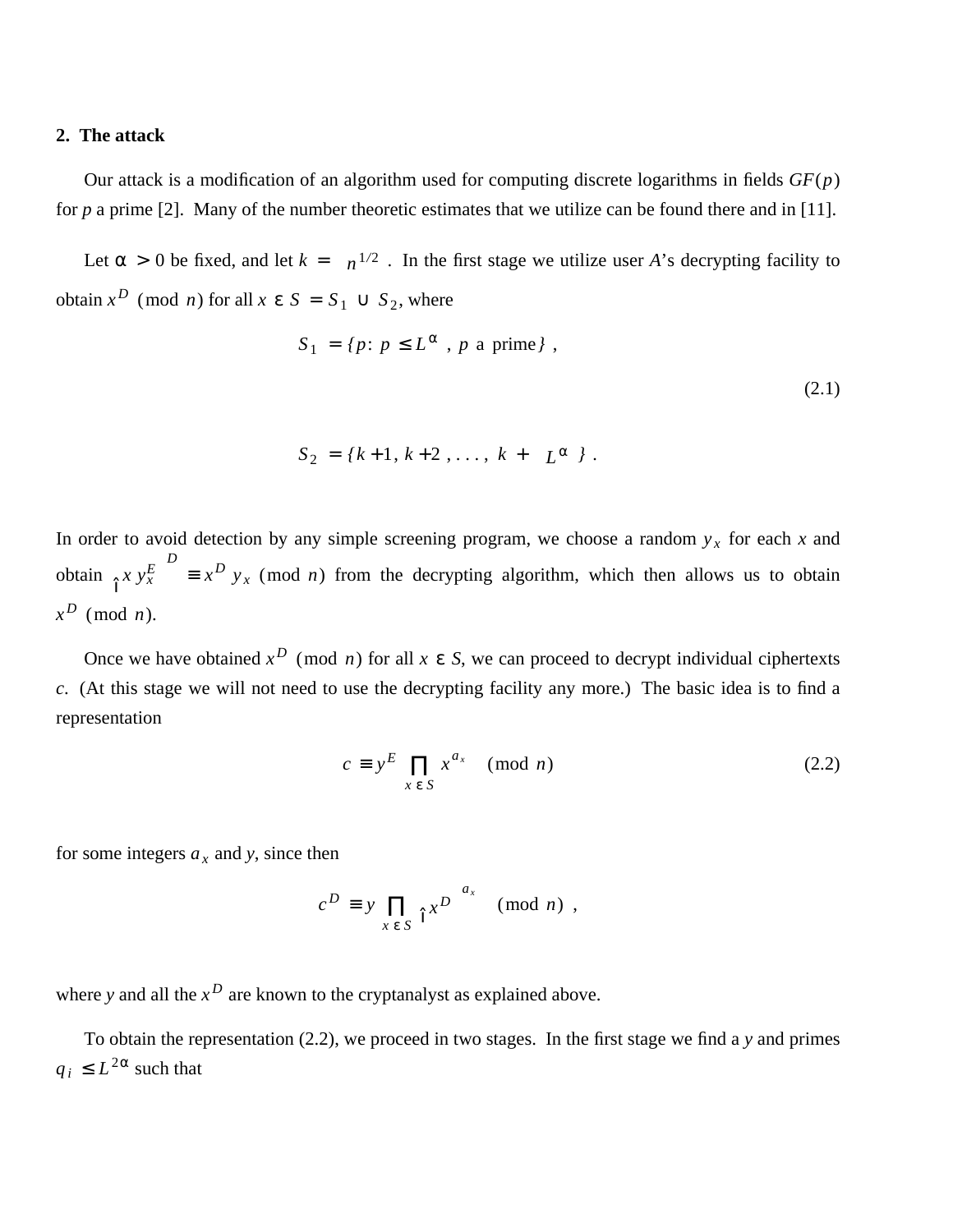**2. The attack**

Our attack is a modification of an algorithm used for computing discrete logarithms in fields $GF(p)$ for $p$ a prime [2]. Many of the number theoretic estimates that we utilize can be found there and in [11].

Let $\alpha > 0$ be fixed, and let $k = \lceil n^{1/2} \rceil$. In the first stage we utilize user $A$'s decrypting facility to obtain $x^D \pmod n$ for all $x \in S = S_1 \cup S_2$, where

$$S_1 = \{ p \colon p \leq L^{\alpha},\ p \text{ a prime} \} \ ,$$

$$\tag{2.1}$$

$$S_2 = \{ k+1, k+2, \ldots, k + \lfloor L^{\alpha} \rfloor \} \ .$$

In order to avoid detection by any simple screening program, we choose a random $y_x$ for each $x$ and obtain $\left( x y_x^E \right)^D \equiv x^D y_x \pmod n$ from the decrypting algorithm, which then allows us to obtain $x^D \pmod n$.

Once we have obtained $x^D \pmod n$ for all $x \in S$, we can proceed to decrypt individual ciphertexts $c$. (At this stage we will not need to use the decrypting facility any more.) The basic idea is to find a representation

$$c \equiv y^E \prod_{x \in S} x^{a_x} \pmod n \tag{2.2}$$

for some integers $a_x$ and $y$, since then

$$c^D \equiv y \prod_{x \in S} \left( x^D \right)^{a_x} \pmod n \ ,$$

where $y$ and all the $x^D$ are known to the cryptanalyst as explained above.

To obtain the representation (2.2), we proceed in two stages. In the first stage we find a $y$ and primes $q_i \leq L^{2\alpha}$ such that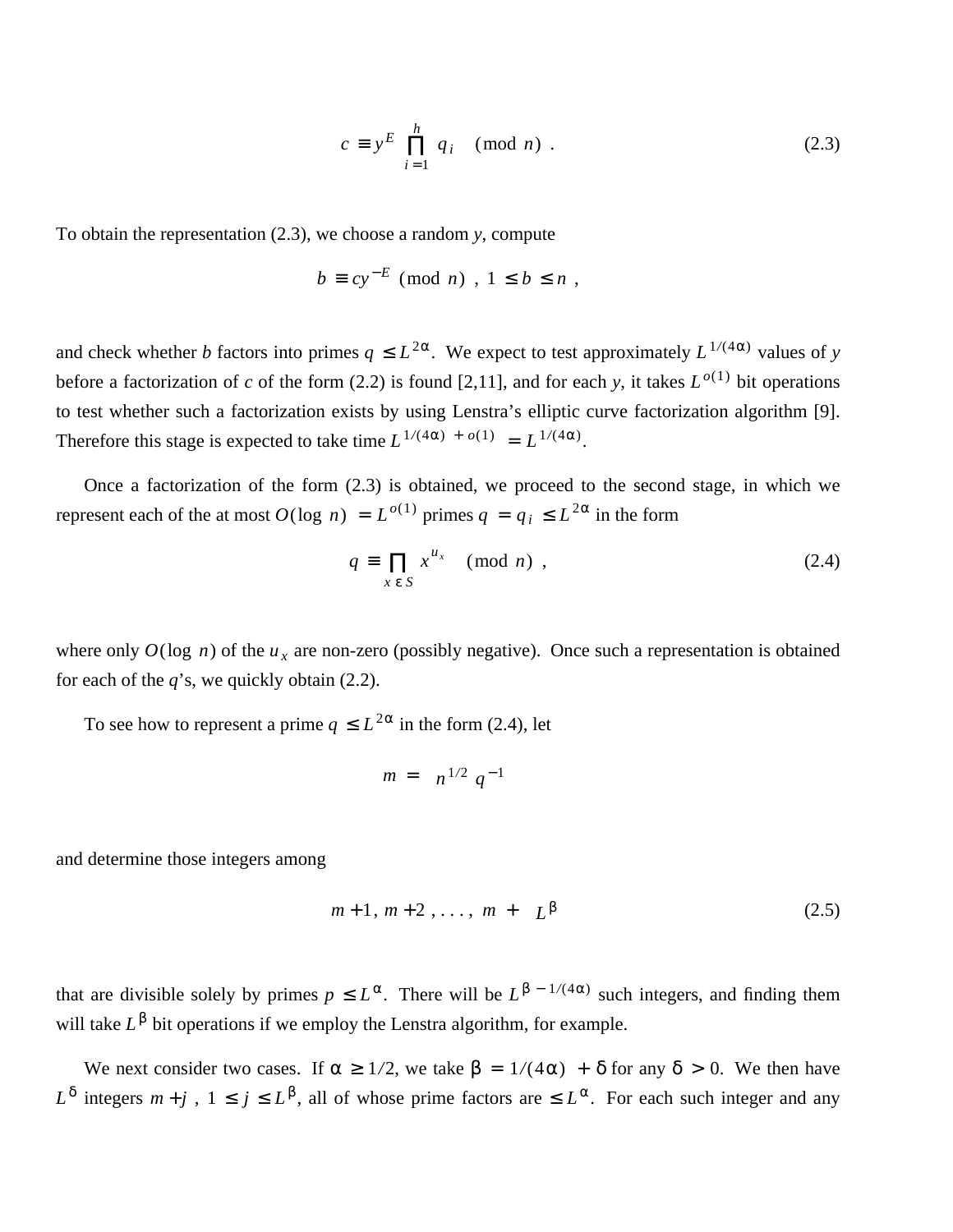$$c \equiv y^E \prod_{i=1}^{h} q_i \pmod{n} . \tag{2.3}$$

To obtain the representation (2.3), we choose a random $y$, compute

$$b \equiv c y^{-E} \pmod{n} , \ 1 \le b \le n ,$$

and check whether $b$ factors into primes $q \le L^{2\alpha}$. We expect to test approximately $L^{1/(4\alpha)}$ values of $y$ before a factorization of $c$ of the form (2.2) is found [2,11], and for each $y$, it takes $L^{o(1)}$ bit operations to test whether such a factorization exists by using Lenstra's elliptic curve factorization algorithm [9]. Therefore this stage is expected to take time $L^{1/(4\alpha) + o(1)} = L^{1/(4\alpha)}$.

Once a factorization of the form (2.3) is obtained, we proceed to the second stage, in which we represent each of the at most $O(\log n) = L^{o(1)}$ primes $q = q_i \le L^{2\alpha}$ in the form

$$q \equiv \prod_{x \in S} x^{u_x} \pmod{n} , \tag{2.4}$$

where only $O(\log n)$ of the $u_x$ are non-zero (possibly negative). Once such a representation is obtained for each of the $q$'s, we quickly obtain (2.2).

To see how to represent a prime $q \le L^{2\alpha}$ in the form (2.4), let

$$m = \left[ n^{1/2} q^{-1} \right]$$

and determine those integers among

$$m+1, m+2, \ldots, m + \left[ L^{\beta} \right] \tag{2.5}$$

that are divisible solely by primes $p \le L^{\alpha}$. There will be $L^{\beta - 1/(4\alpha)}$ such integers, and finding them will take $L^{\beta}$ bit operations if we employ the Lenstra algorithm, for example.

We next consider two cases. If $\alpha \ge 1/2$, we take $\beta = 1/(4\alpha) + \delta$ for any $\delta > 0$. We then have $L^{\delta}$ integers $m+j$, $1 \le j \le L^{\beta}$, all of whose prime factors are $\le L^{\alpha}$. For each such integer and any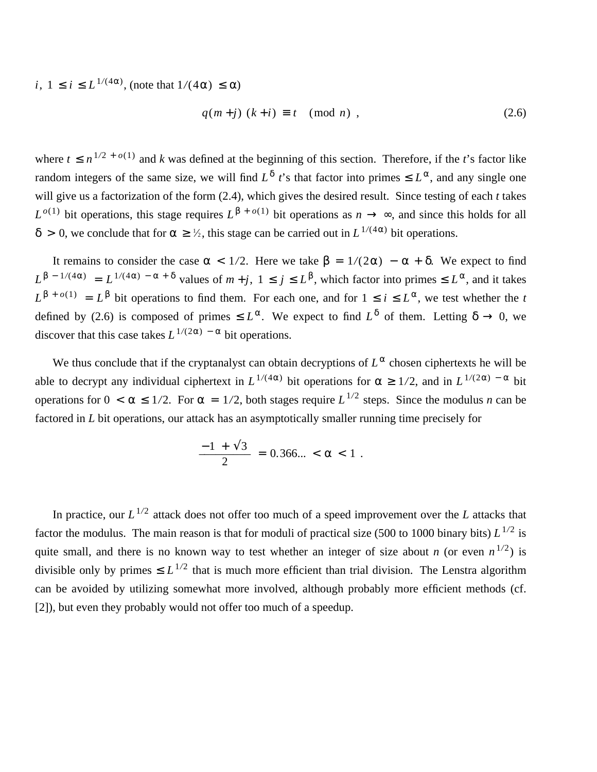$i$, $1 \le i \le L^{1/(4\alpha)}$, (note that $1/(4\alpha) \le \alpha$)

$$q(m+j)\,(k+i) \equiv t \pmod{n} \ , \tag{2.6}$$

where $t \le n^{1/2 + o(1)}$ and $k$ was defined at the beginning of this section. Therefore, if the $t$'s factor like random integers of the same size, we will find $L^{\delta}$ $t$'s that factor into primes $\le L^{\alpha}$, and any single one will give us a factorization of the form (2.4), which gives the desired result. Since testing of each $t$ takes $L^{o(1)}$ bit operations, this stage requires $L^{\beta + o(1)}$ bit operations as $n \to \infty$, and since this holds for all $\delta > 0$, we conclude that for $\alpha \ge ½$, this stage can be carried out in $L^{1/(4\alpha)}$ bit operations.

It remains to consider the case $\alpha < 1/2$. Here we take $\beta = 1/(2\alpha) - \alpha + \delta$. We expect to find $L^{\beta - 1/(4\alpha)} = L^{1/(4\alpha) - \alpha + \delta}$ values of $m+j$, $1 \le j \le L^{\beta}$, which factor into primes $\le L^{\alpha}$, and it takes $L^{\beta + o(1)} = L^{\beta}$ bit operations to find them. For each one, and for $1 \le i \le L^{\alpha}$, we test whether the $t$ defined by (2.6) is composed of primes $\le L^{\alpha}$. We expect to find $L^{\delta}$ of them. Letting $\delta \to 0$, we discover that this case takes $L^{1/(2\alpha) - \alpha}$ bit operations.

We thus conclude that if the cryptanalyst can obtain decryptions of $L^{\alpha}$ chosen ciphertexts he will be able to decrypt any individual ciphertext in $L^{1/(4\alpha)}$ bit operations for $\alpha \ge 1/2$, and in $L^{1/(2\alpha) - \alpha}$ bit operations for $0 < \alpha \le 1/2$. For $\alpha = 1/2$, both stages require $L^{1/2}$ steps. Since the modulus $n$ can be factored in $L$ bit operations, our attack has an asymptotically smaller running time precisely for

$$\frac{-1 + \sqrt{3}}{2} = 0.366... < \alpha < 1 \ .$$

In practice, our $L^{1/2}$ attack does not offer too much of a speed improvement over the $L$ attacks that factor the modulus. The main reason is that for moduli of practical size (500 to 1000 binary bits) $L^{1/2}$ is quite small, and there is no known way to test whether an integer of size about $n$ (or even $n^{1/2}$) is divisible only by primes $\le L^{1/2}$ that is much more efficient than trial division. The Lenstra algorithm can be avoided by utilizing somewhat more involved, although probably more efficient methods (cf. [2]), but even they probably would not offer too much of a speedup.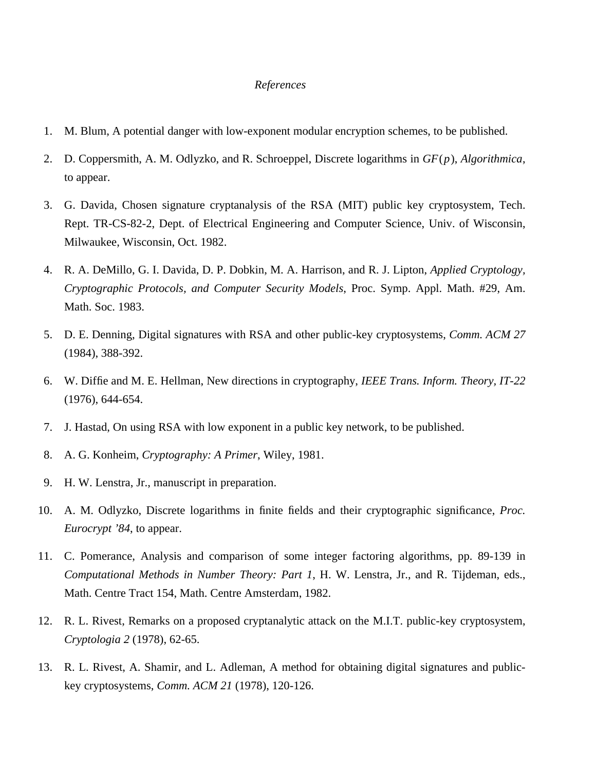*References*

1. M. Blum, A potential danger with low-exponent modular encryption schemes, to be published.

2. D. Coppersmith, A. M. Odlyzko, and R. Schroeppel, Discrete logarithms in $GF(p)$, *Algorithmica*, to appear.

3. G. Davida, Chosen signature cryptanalysis of the RSA (MIT) public key cryptosystem, Tech. Rept. TR-CS-82-2, Dept. of Electrical Engineering and Computer Science, Univ. of Wisconsin, Milwaukee, Wisconsin, Oct. 1982.

4. R. A. DeMillo, G. I. Davida, D. P. Dobkin, M. A. Harrison, and R. J. Lipton, *Applied Cryptology, Cryptographic Protocols, and Computer Security Models*, Proc. Symp. Appl. Math. #29, Am. Math. Soc. 1983.

5. D. E. Denning, Digital signatures with RSA and other public-key cryptosystems, *Comm. ACM 27* (1984), 388-392.

6. W. Diffie and M. E. Hellman, New directions in cryptography, *IEEE Trans. Inform. Theory, IT-22* (1976), 644-654.

7. J. Hastad, On using RSA with low exponent in a public key network, to be published.

8. A. G. Konheim, *Cryptography: A Primer*, Wiley, 1981.

9. H. W. Lenstra, Jr., manuscript in preparation.

10. A. M. Odlyzko, Discrete logarithms in finite fields and their cryptographic significance, *Proc. Eurocrypt '84*, to appear.

11. C. Pomerance, Analysis and comparison of some integer factoring algorithms, pp. 89-139 in *Computational Methods in Number Theory: Part 1*, H. W. Lenstra, Jr., and R. Tijdeman, eds., Math. Centre Tract 154, Math. Centre Amsterdam, 1982.

12. R. L. Rivest, Remarks on a proposed cryptanalytic attack on the M.I.T. public-key cryptosystem, *Cryptologia 2* (1978), 62-65.

13. R. L. Rivest, A. Shamir, and L. Adleman, A method for obtaining digital signatures and public-key cryptosystems, *Comm. ACM 21* (1978), 120-126.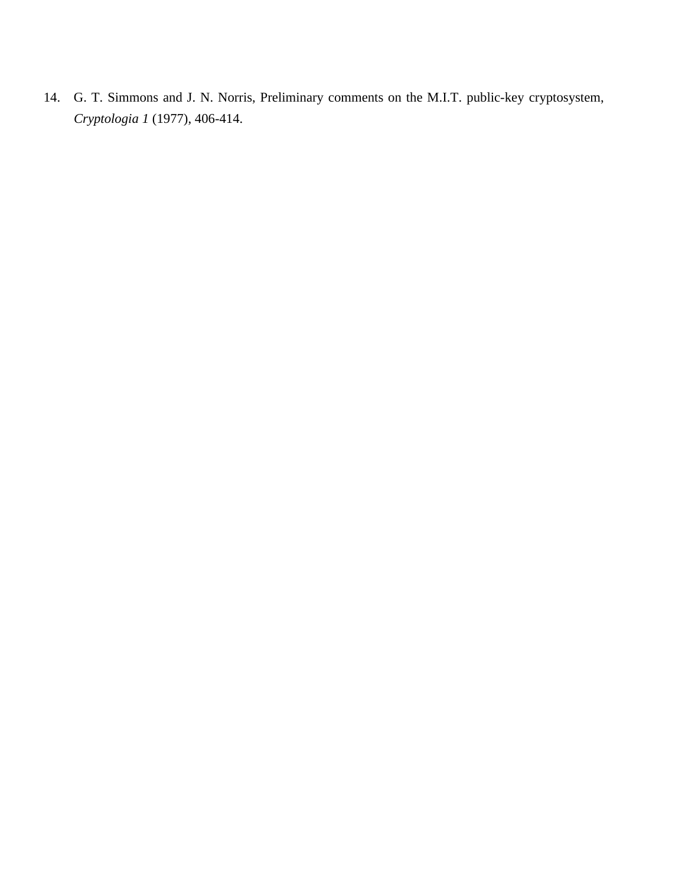14. G. T. Simmons and J. N. Norris, Preliminary comments on the M.I.T. public-key cryptosystem, *Cryptologia 1* (1977), 406-414.